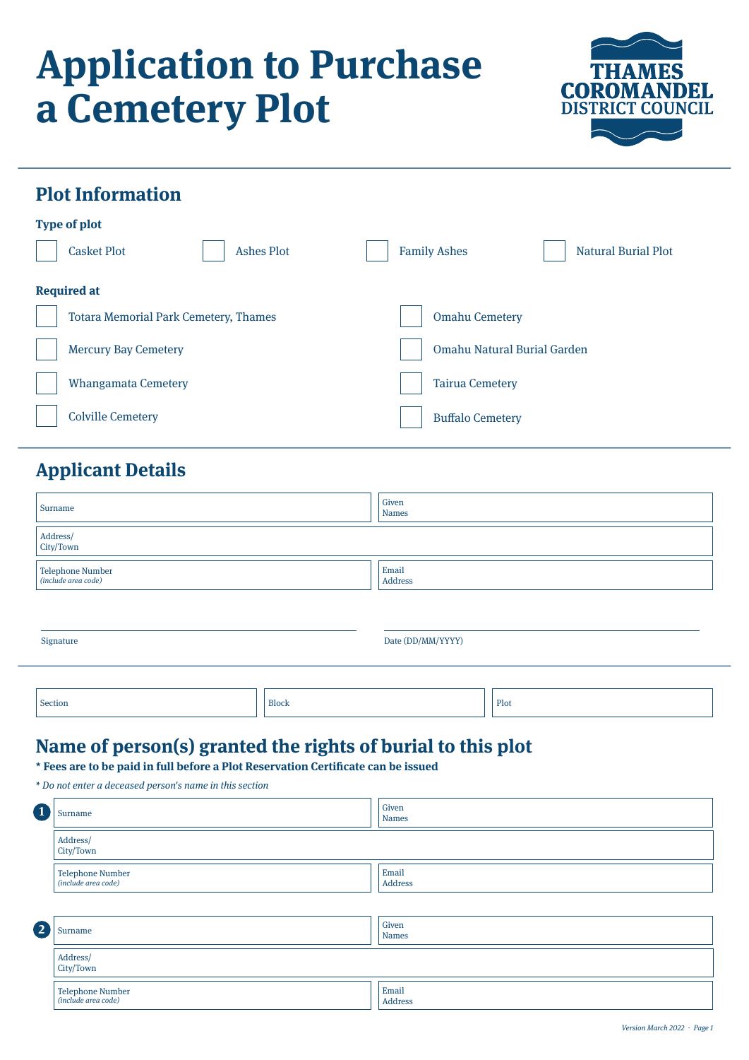# Application to Purchase a Cemetery Plot

THAMES COROMANDEL DISTRICT COUNCIL

## Plot Information

**Type of plot**

- ☐ Casket Plot
- ☐ Ashes Plot
- ☐ Family Ashes
- ☐ Natural Burial Plot

**Required at**

- ☐ Totara Memorial Park Cemetery, Thames
- ☐ Mercury Bay Cemetery
- ☐ Whangamata Cemetery
- ☐ Colville Cemetery
- ☐ Omahu Cemetery
- ☐ Omahu Natural Burial Garden
- ☐ Tairua Cemetery
- ☐ Buffalo Cemetery

## Applicant Details

| Surname | Given Names |
|---|---|
| Address/ City/Town | |
| Telephone Number *(include area code)* | Email Address |

Signature ____________________ Date (DD/MM/YYYY) ____________________

| Section | Block | Plot |
|---|---|---|
| | | |

## Name of person(s) granted the rights of burial to this plot

**\* Fees are to be paid in full before a Plot Reservation Certificate can be issued**

*\* Do not enter a deceased person's name in this section*

**1**

| Surname | Given Names |
|---|---|
| Address/ City/Town | |
| Telephone Number *(include area code)* | Email Address |

**2**

| Surname | Given Names |
|---|---|
| Address/ City/Town | |
| Telephone Number *(include area code)* | Email Address |

*Version March 2022*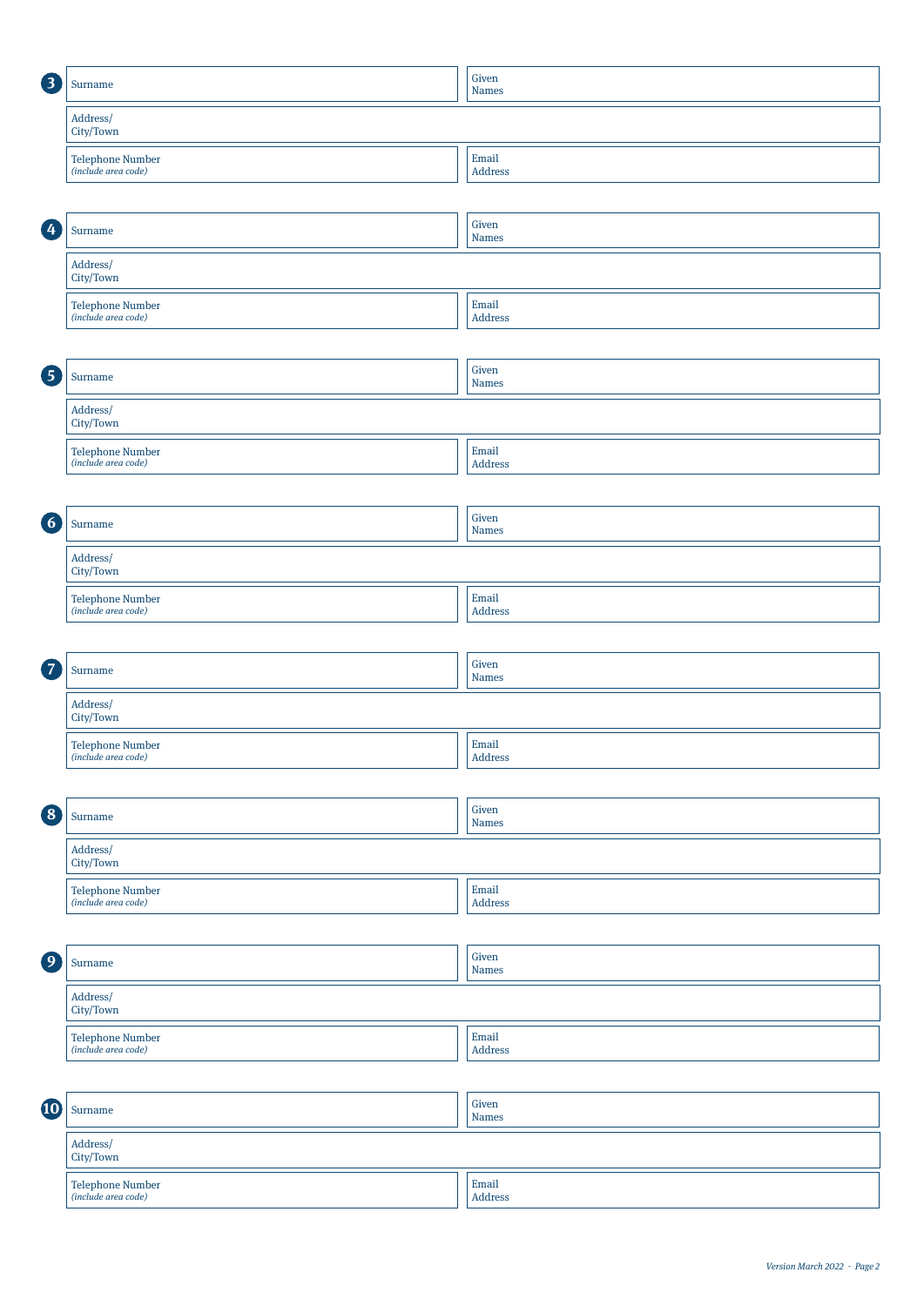**3**

| Surname | Given Names |
|---|---|
| Address/ City/Town | |
| Telephone Number *(include area code)* | Email Address |

**4**

| Surname | Given Names |
|---|---|
| Address/ City/Town | |
| Telephone Number *(include area code)* | Email Address |

**5**

| Surname | Given Names |
|---|---|
| Address/ City/Town | |
| Telephone Number *(include area code)* | Email Address |

**6**

| Surname | Given Names |
|---|---|
| Address/ City/Town | |
| Telephone Number *(include area code)* | Email Address |

**7**

| Surname | Given Names |
|---|---|
| Address/ City/Town | |
| Telephone Number *(include area code)* | Email Address |

**8**

| Surname | Given Names |
|---|---|
| Address/ City/Town | |
| Telephone Number *(include area code)* | Email Address |

**9**

| Surname | Given Names |
|---|---|
| Address/ City/Town | |
| Telephone Number *(include area code)* | Email Address |

**10**

| Surname | Given Names |
|---|---|
| Address/ City/Town | |
| Telephone Number *(include area code)* | Email Address |

*Version March 2022*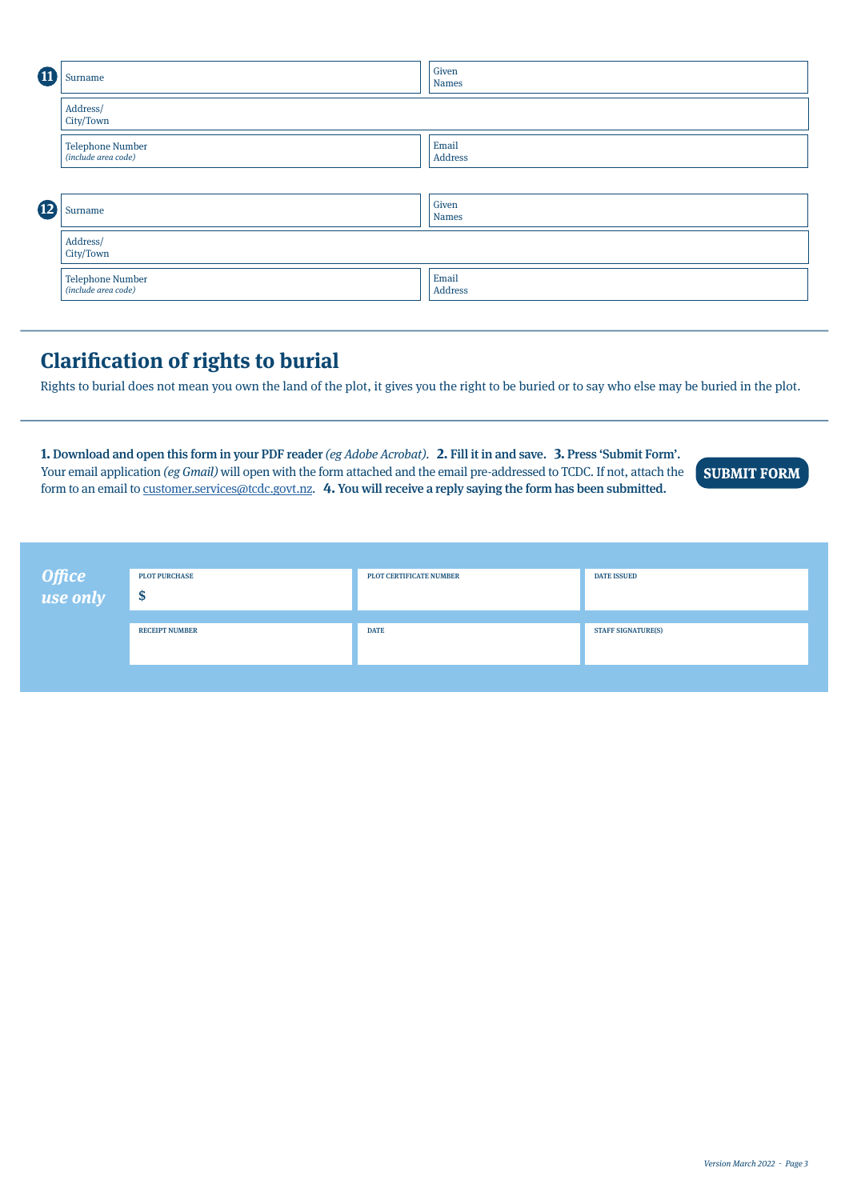**11**

| | |
|---|---|
| Surname | Given Names |
| Address/ City/Town | |
| Telephone Number *(include area code)* | Email Address |

**12**

| | |
|---|---|
| Surname | Given Names |
| Address/ City/Town | |
| Telephone Number *(include area code)* | Email Address |

## Clarification of rights to burial

Rights to burial does not mean you own the land of the plot, it gives you the right to be buried or to say who else may be buried in the plot.

**1. Download and open this form in your PDF reader** *(eg Adobe Acrobat)*. **2. Fill it in and save. 3. Press 'Submit Form'.** Your email application *(eg Gmail)* will open with the form attached and the email pre-addressed to TCDC. If not, attach the form to an email to customer.services@tcdc.govt.nz. **4. You will receive a reply saying the form has been submitted.**

**SUBMIT FORM**

***Office use only***

| | | |
|---|---|---|
| PLOT PURCHASE $ | PLOT CERTIFICATE NUMBER | DATE ISSUED |
| RECEIPT NUMBER | DATE | STAFF SIGNATURE(S) |

*Version March 2022*